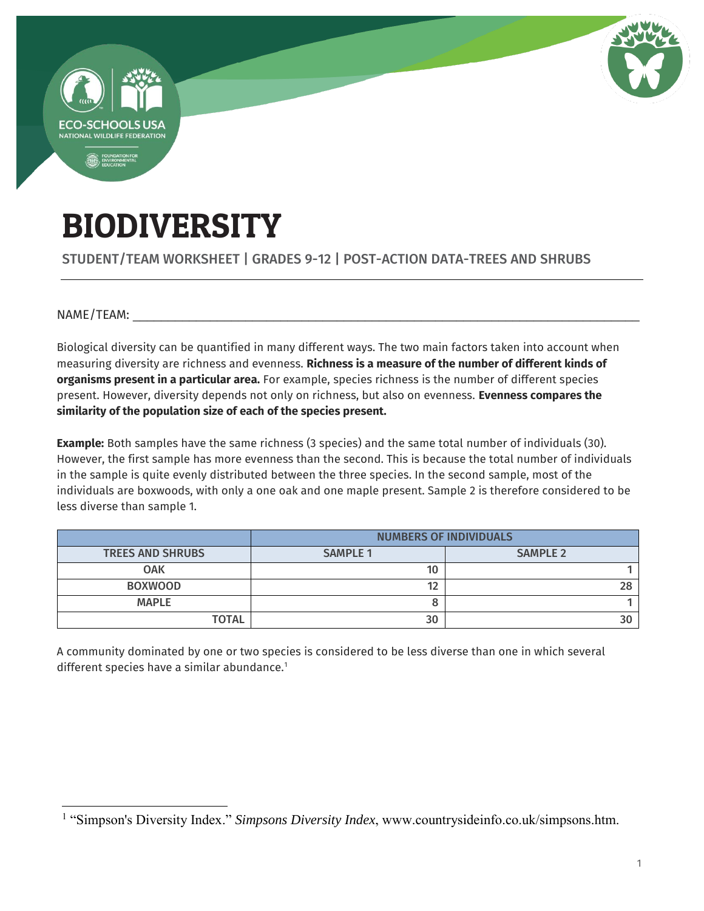# BIODIVERSITY

STUDENT/TEAM WORKSHEET | GRADES 9-12 | POST-ACTION DATA-TREES AND SHRUBS

NAME/TEAM: ___________________________________________________________________________

Biological diversity can be quantified in many different ways. The two main factors taken into account when measuring diversity are richness and evenness. **Richness is a measure of the number of different kinds of organisms present in a particular area.** For example, species richness is the number of different species present. However, diversity depends not only on richness, but also on evenness. **Evenness compares the similarity of the population size of each of the species present.**

**Example:** Both samples have the same richness (3 species) and the same total number of individuals (30). However, the first sample has more evenness than the second. This is because the total number of individuals in the sample is quite evenly distributed between the three species. In the second sample, most of the individuals are boxwoods, with only a one oak and one maple present. Sample 2 is therefore considered to be less diverse than sample 1.

| | NUMBERS OF INDIVIDUALS | |
|---|---|---|
| **TREES AND SHRUBS** | **SAMPLE 1** | **SAMPLE 2** |
| **OAK** | 10 | 1 |
| **BOXWOOD** | 12 | 28 |
| **MAPLE** | 8 | 1 |
| **TOTAL** | 30 | 30 |

A community dominated by one or two species is considered to be less diverse than one in which several different species have a similar abundance.[1]

[1] "Simpson's Diversity Index." *Simpsons Diversity Index*, www.countrysideinfo.co.uk/simpsons.htm.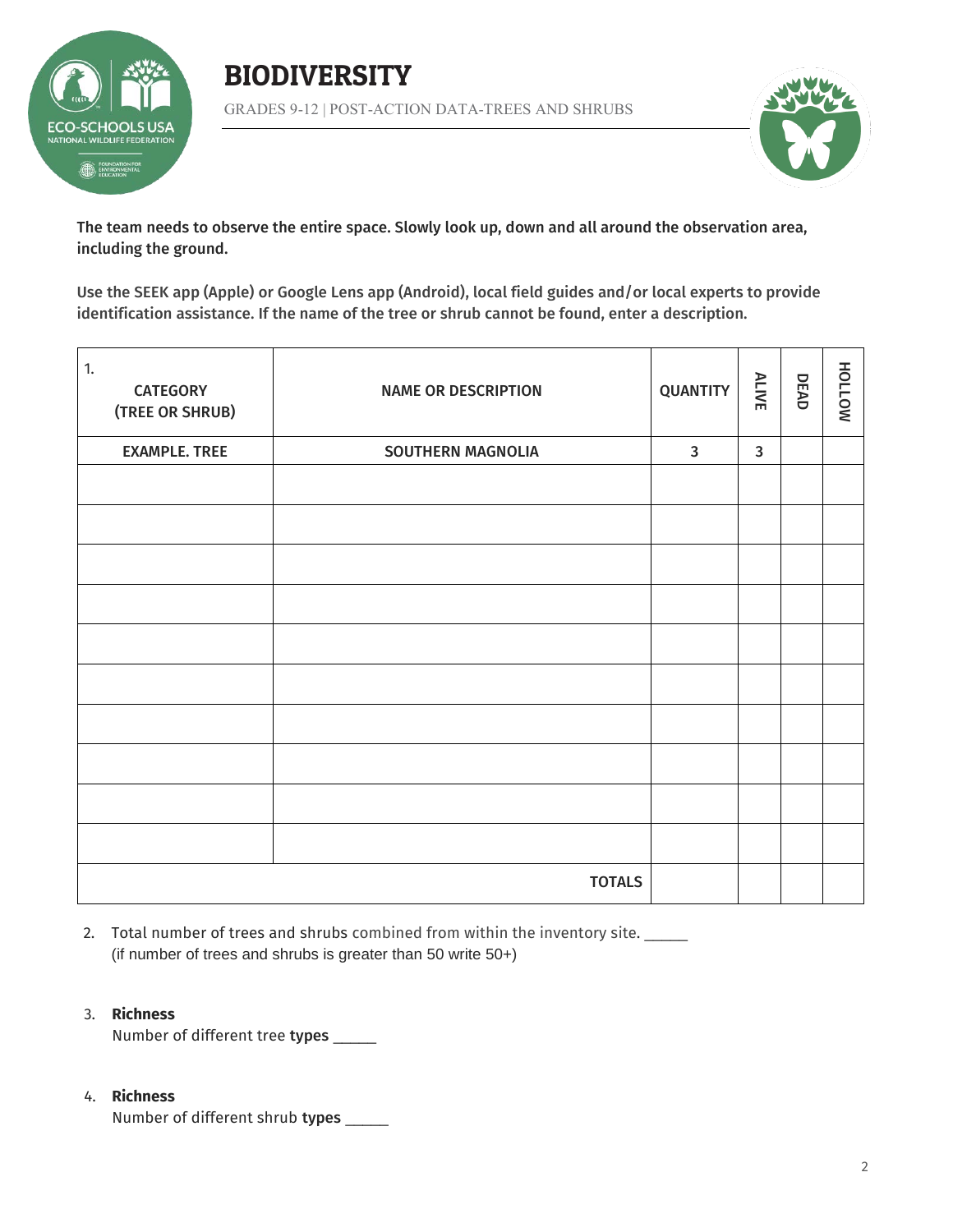# BIODIVERSITY

GRADES 9-12 | POST-ACTION DATA-TREES AND SHRUBS

**The team needs to observe the entire space. Slowly look up, down and all around the observation area, including the ground.**

**Use the SEEK app (Apple) or Google Lens app (Android), local field guides and/or local experts to provide identification assistance. If the name of the tree or shrub cannot be found, enter a description.**

| 1. CATEGORY (TREE OR SHRUB) | NAME OR DESCRIPTION | QUANTITY | ALIVE | DEAD | HOLLOW |
|---|---|---|---|---|---|
| EXAMPLE. TREE | SOUTHERN MAGNOLIA | 3 | 3 | | |
| | | | | | |
| | | | | | |
| | | | | | |
| | | | | | |
| | | | | | |
| | | | | | |
| | | | | | |
| | | | | | |
| | | | | | |
| | | | | | |
| | TOTALS | | | | |

2. Total number of trees and shrubs combined from within the inventory site. _____
(if number of trees and shrubs is greater than 50 write 50+)

3. **Richness**
Number of different tree **types** _____

4. **Richness**
Number of different shrub **types** _____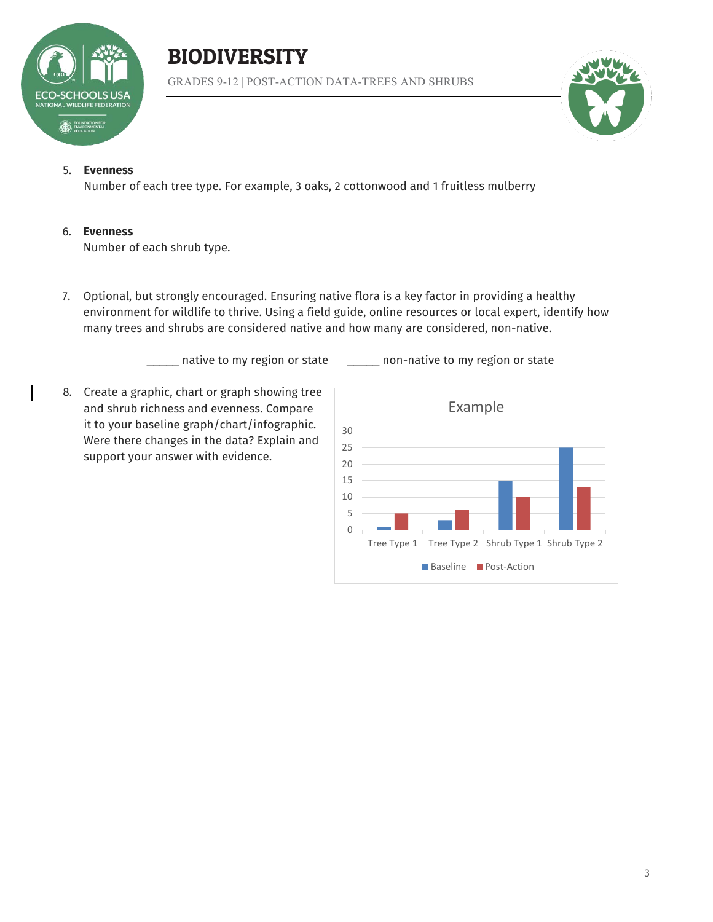5. **Evenness**
   Number of each tree type. For example, 3 oaks, 2 cottonwood and 1 fruitless mulberry

6. **Evenness**
   Number of each shrub type.

7. Optional, but strongly encouraged. Ensuring native flora is a key factor in providing a healthy environment for wildlife to thrive. Using a field guide, online resources or local expert, identify how many trees and shrubs are considered native and how many are considered, non-native.

   _____ native to my region or state     _____ non-native to my region or state

8. Create a graphic, chart or graph showing tree and shrub richness and evenness. Compare it to your baseline graph/chart/infographic. Were there changes in the data? Explain and support your answer with evidence.

Example

30
25
20
15
10
5
0

Tree Type 1
Tree Type 2
Shrub Type 1
Shrub Type 2

Baseline
Post-Action